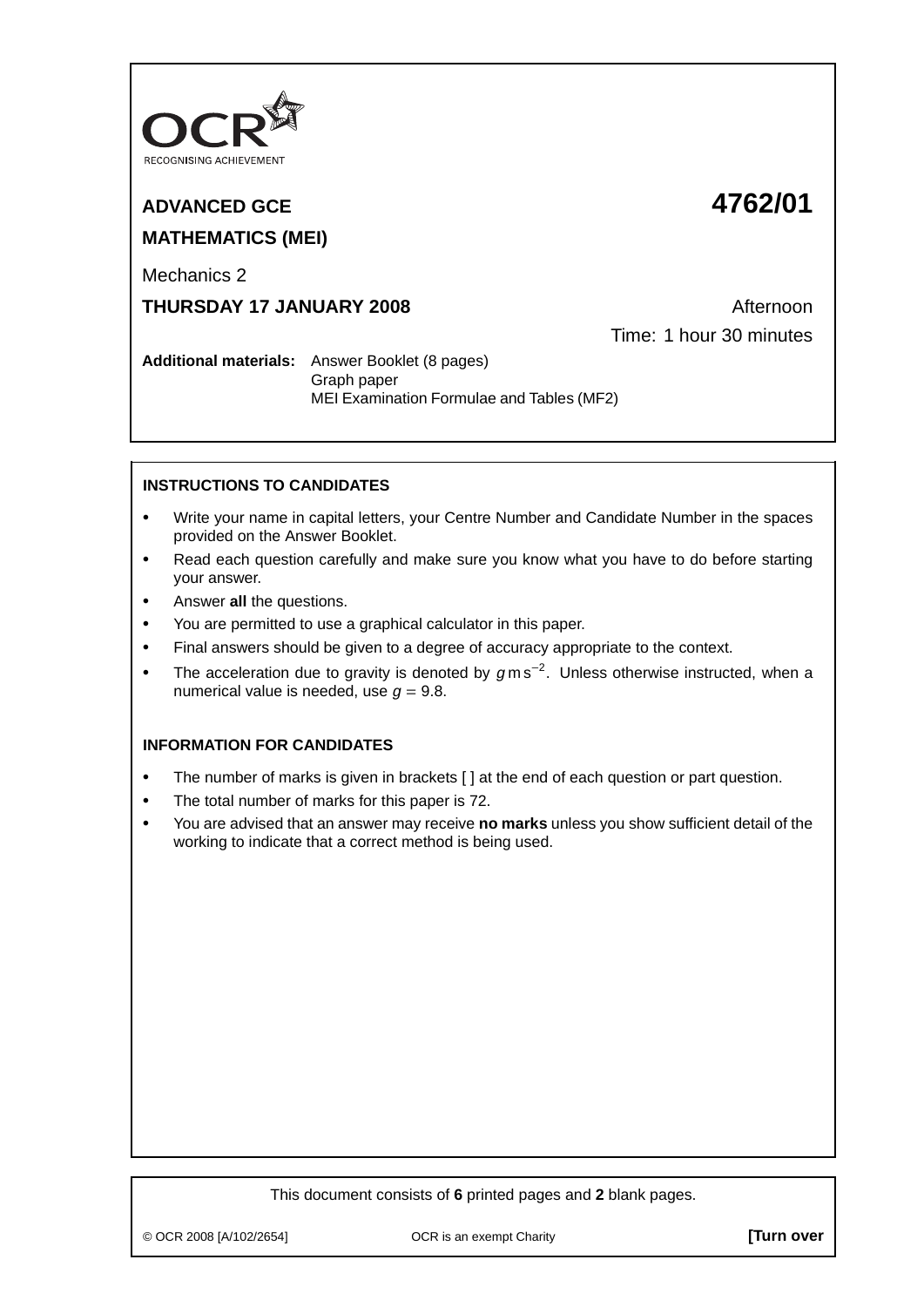OCR
RECOGNISING ACHIEVEMENT

**ADVANCED GCE** **4762/01**

**MATHEMATICS (MEI)**

Mechanics 2

**THURSDAY 17 JANUARY 2008** Afternoon

Time: 1 hour 30 minutes

**Additional materials:** Answer Booklet (8 pages)
Graph paper
MEI Examination Formulae and Tables (MF2)

**INSTRUCTIONS TO CANDIDATES**

- Write your name in capital letters, your Centre Number and Candidate Number in the spaces provided on the Answer Booklet.
- Read each question carefully and make sure you know what you have to do before starting your answer.
- Answer **all** the questions.
- You are permitted to use a graphical calculator in this paper.
- Final answers should be given to a degree of accuracy appropriate to the context.
- The acceleration due to gravity is denoted by $g\,\text{m}\,\text{s}^{-2}$. Unless otherwise instructed, when a numerical value is needed, use $g = 9.8$.

**INFORMATION FOR CANDIDATES**

- The number of marks is given in brackets [ ] at the end of each question or part question.
- The total number of marks for this paper is 72.
- You are advised that an answer may receive **no marks** unless you show sufficient detail of the working to indicate that a correct method is being used.

This document consists of **6** printed pages and **2** blank pages.

© OCR 2008 [A/102/2654] OCR is an exempt Charity **[Turn over**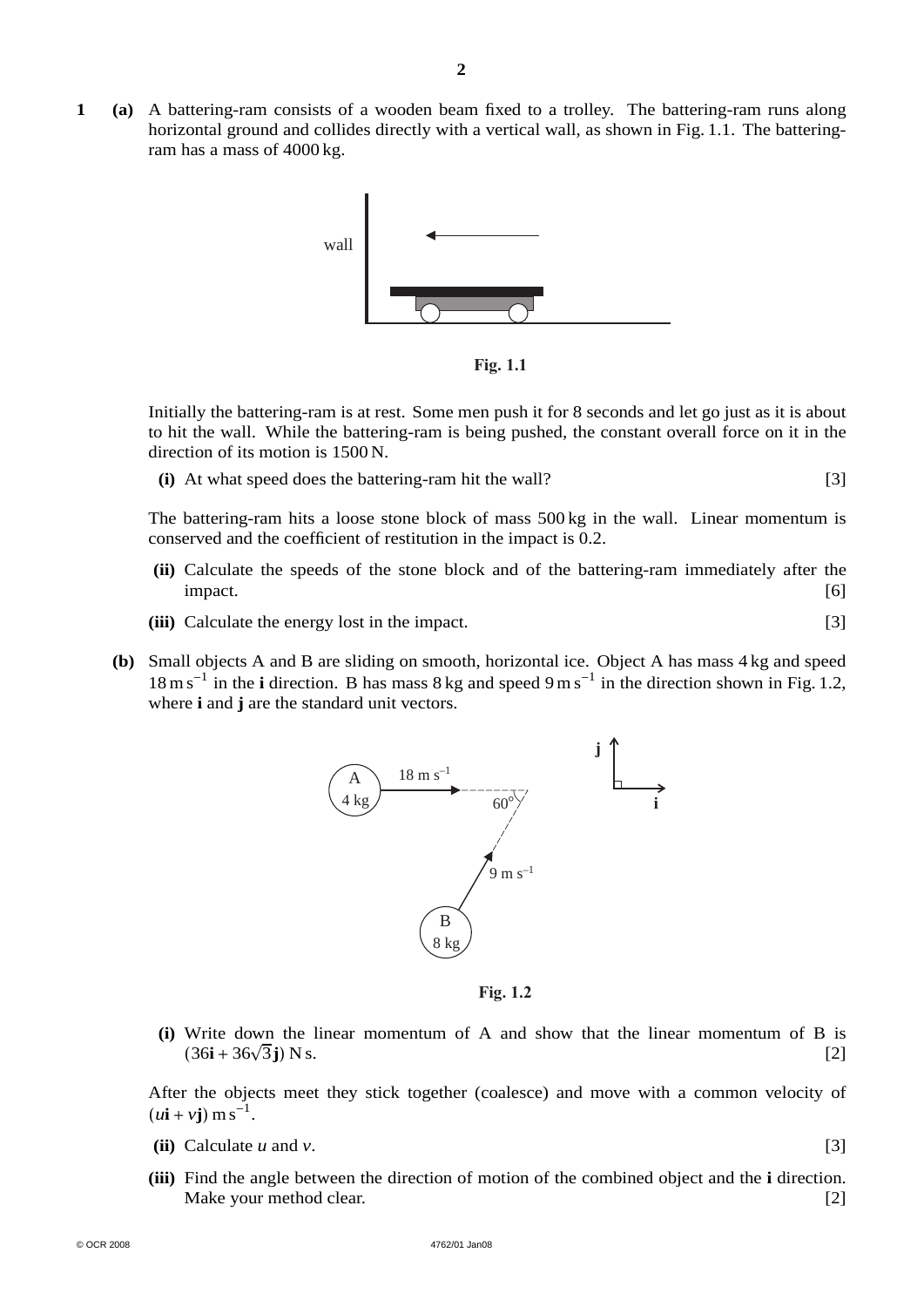**1** **(a)** A battering-ram consists of a wooden beam fixed to a trolley. The battering-ram runs along horizontal ground and collides directly with a vertical wall, as shown in Fig. 1.1. The battering-ram has a mass of 4000 kg.

**Fig. 1.1**

Initially the battering-ram is at rest. Some men push it for 8 seconds and let go just as it is about to hit the wall. While the battering-ram is being pushed, the constant overall force on it in the direction of its motion is 1500 N.

**(i)** At what speed does the battering-ram hit the wall? [3]

The battering-ram hits a loose stone block of mass 500 kg in the wall. Linear momentum is conserved and the coefficient of restitution in the impact is 0.2.

**(ii)** Calculate the speeds of the stone block and of the battering-ram immediately after the impact. [6]

**(iii)** Calculate the energy lost in the impact. [3]

**(b)** Small objects A and B are sliding on smooth, horizontal ice. Object A has mass 4 kg and speed $18\,\text{m s}^{-1}$ in the **i** direction. B has mass 8 kg and speed $9\,\text{m s}^{-1}$ in the direction shown in Fig. 1.2, where **i** and **j** are the standard unit vectors.

**Fig. 1.2**

**(i)** Write down the linear momentum of A and show that the linear momentum of B is $(36\mathbf{i} + 36\sqrt{3}\mathbf{j})$ N s. [2]

After the objects meet they stick together (coalesce) and move with a common velocity of $(u\mathbf{i} + v\mathbf{j})\,\text{m s}^{-1}$.

**(ii)** Calculate $u$ and $v$. [3]

**(iii)** Find the angle between the direction of motion of the combined object and the **i** direction. Make your method clear. [2]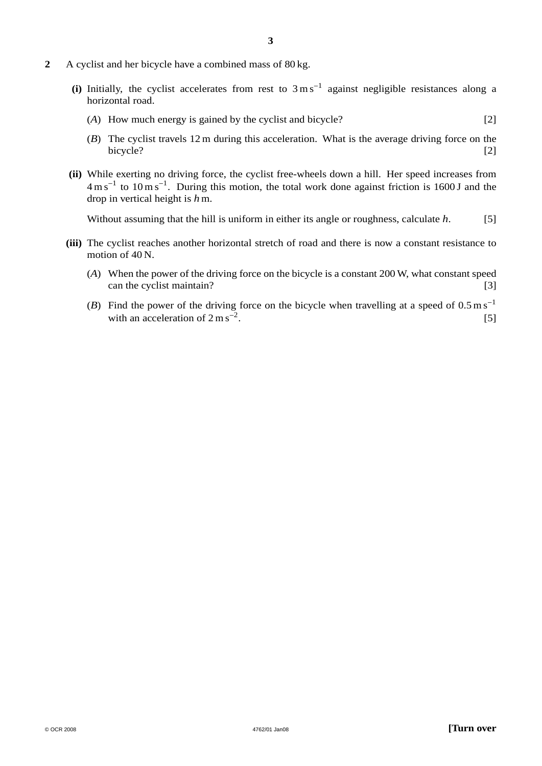**2** A cyclist and her bicycle have a combined mass of 80 kg.

**(i)** Initially, the cyclist accelerates from rest to $3\,\text{m}\,\text{s}^{-1}$ against negligible resistances along a horizontal road.

(*A*) How much energy is gained by the cyclist and bicycle? [2]

(*B*) The cyclist travels 12 m during this acceleration. What is the average driving force on the bicycle? [2]

**(ii)** While exerting no driving force, the cyclist free-wheels down a hill. Her speed increases from $4\,\text{m}\,\text{s}^{-1}$ to $10\,\text{m}\,\text{s}^{-1}$. During this motion, the total work done against friction is 1600 J and the drop in vertical height is $h$ m.

Without assuming that the hill is uniform in either its angle or roughness, calculate $h$. [5]

**(iii)** The cyclist reaches another horizontal stretch of road and there is now a constant resistance to motion of 40 N.

(*A*) When the power of the driving force on the bicycle is a constant 200 W, what constant speed can the cyclist maintain? [3]

(*B*) Find the power of the driving force on the bicycle when travelling at a speed of $0.5\,\text{m}\,\text{s}^{-1}$ with an acceleration of $2\,\text{m}\,\text{s}^{-2}$. [5]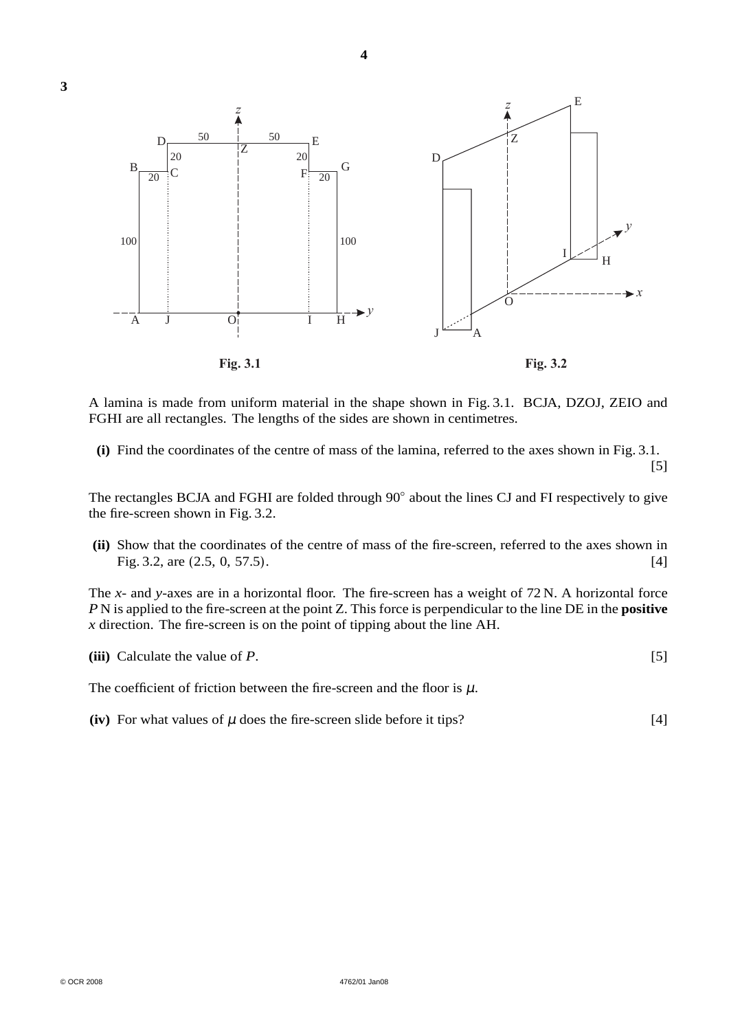**3**

Fig. 3.1

Fig. 3.2

A lamina is made from uniform material in the shape shown in Fig. 3.1. BCJA, DZOJ, ZEIO and FGHI are all rectangles. The lengths of the sides are shown in centimetres.

**(i)** Find the coordinates of the centre of mass of the lamina, referred to the axes shown in Fig. 3.1. [5]

The rectangles BCJA and FGHI are folded through $90°$ about the lines CJ and FI respectively to give the fire-screen shown in Fig. 3.2.

**(ii)** Show that the coordinates of the centre of mass of the fire-screen, referred to the axes shown in Fig. 3.2, are $(2.5, 0, 57.5)$. [4]

The $x$- and $y$-axes are in a horizontal floor. The fire-screen has a weight of 72 N. A horizontal force $P$ N is applied to the fire-screen at the point Z. This force is perpendicular to the line DE in the **positive** $x$ direction. The fire-screen is on the point of tipping about the line AH.

**(iii)** Calculate the value of $P$. [5]

The coefficient of friction between the fire-screen and the floor is $\mu$.

**(iv)** For what values of $\mu$ does the fire-screen slide before it tips? [4]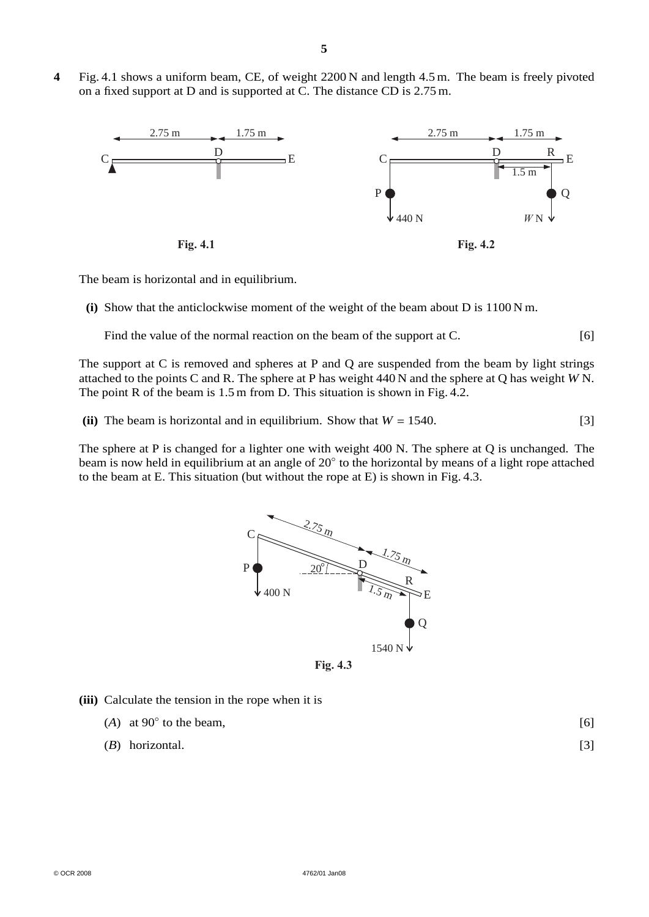**4** Fig. 4.1 shows a uniform beam, CE, of weight 2200 N and length 4.5 m. The beam is freely pivoted on a fixed support at D and is supported at C. The distance CD is 2.75 m.

Fig. 4.1

Fig. 4.2

The beam is horizontal and in equilibrium.

**(i)** Show that the anticlockwise moment of the weight of the beam about D is 1100 N m.

Find the value of the normal reaction on the beam of the support at C. [6]

The support at C is removed and spheres at P and Q are suspended from the beam by light strings attached to the points C and R. The sphere at P has weight 440 N and the sphere at Q has weight $W$ N. The point R of the beam is 1.5 m from D. This situation is shown in Fig. 4.2.

**(ii)** The beam is horizontal and in equilibrium. Show that $W = 1540$. [3]

The sphere at P is changed for a lighter one with weight 400 N. The sphere at Q is unchanged. The beam is now held in equilibrium at an angle of 20° to the horizontal by means of a light rope attached to the beam at E. This situation (but without the rope at E) is shown in Fig. 4.3.

Fig. 4.3

**(iii)** Calculate the tension in the rope when it is

(*A*) at 90° to the beam, [6]

(*B*) horizontal. [3]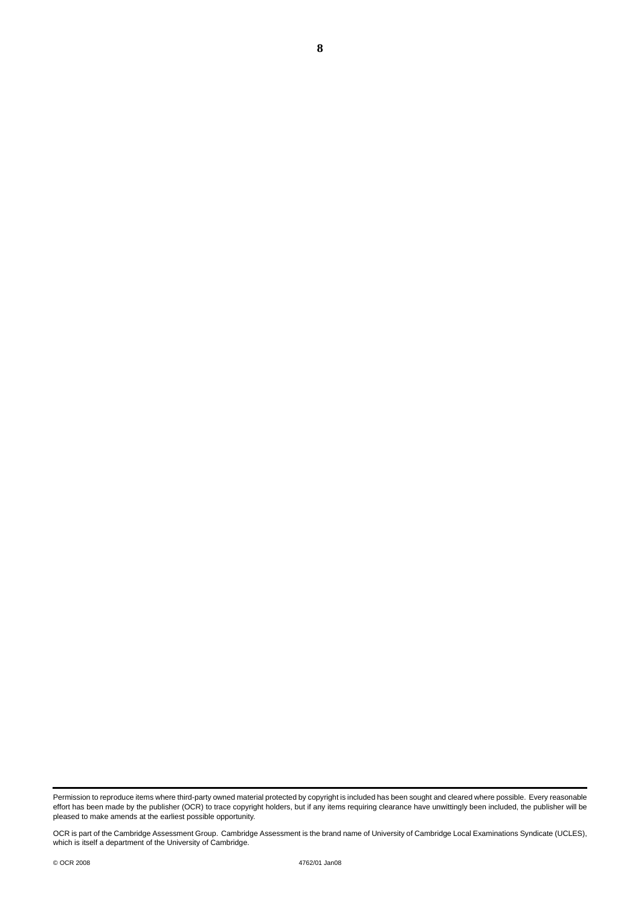Permission to reproduce items where third-party owned material protected by copyright is included has been sought and cleared where possible. Every reasonable effort has been made by the publisher (OCR) to trace copyright holders, but if any items requiring clearance have unwittingly been included, the publisher will be pleased to make amends at the earliest possible opportunity.

OCR is part of the Cambridge Assessment Group. Cambridge Assessment is the brand name of University of Cambridge Local Examinations Syndicate (UCLES), which is itself a department of the University of Cambridge.